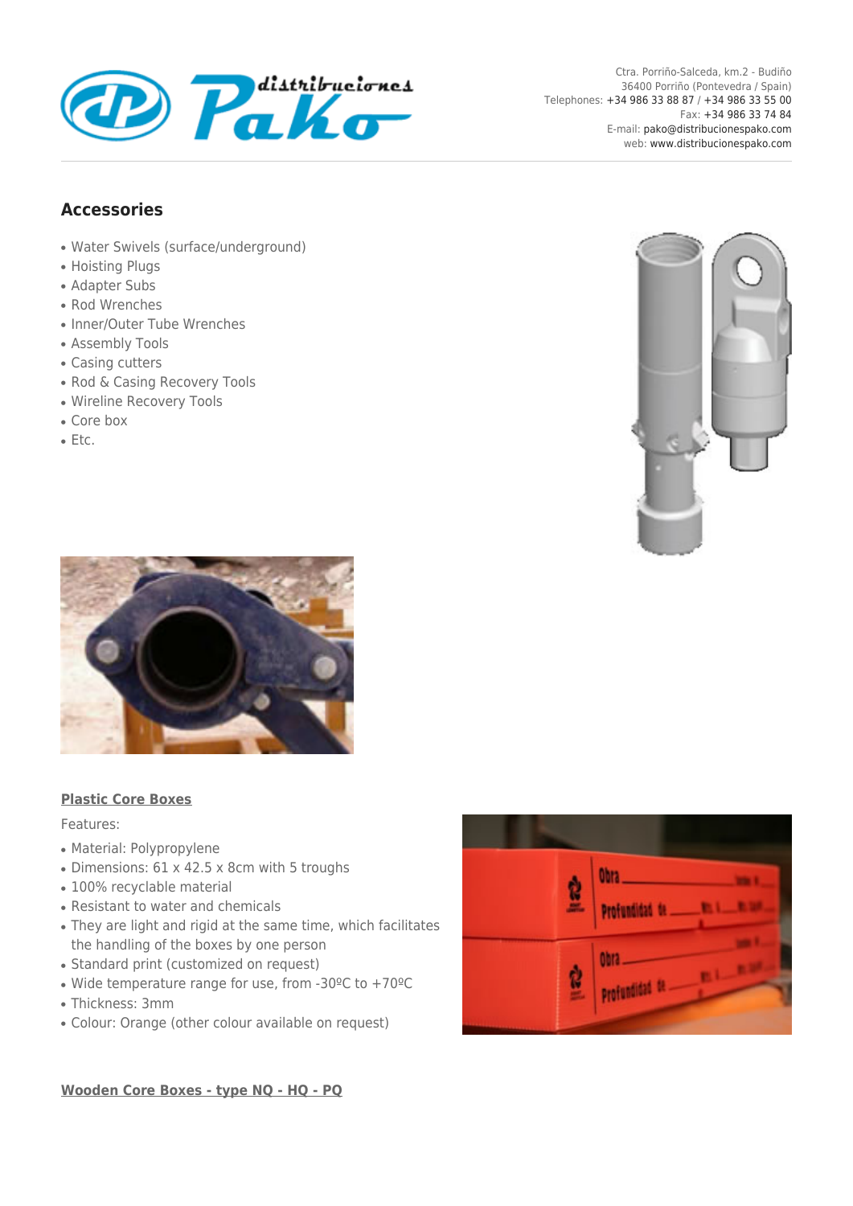Ctra. Porriño-Salceda, km.2 - Budiño
36400 Porriño (Pontevedra / Spain)
Telephones: +34 986 33 88 87 / +34 986 33 55 00
Fax: +34 986 33 74 84
E-mail: pako@distribucionespako.com
web: www.distribucionespako.com

## Accessories

- Water Swivels (surface/underground)
- Hoisting Plugs
- Adapter Subs
- Rod Wrenches
- Inner/Outer Tube Wrenches
- Assembly Tools
- Casing cutters
- Rod & Casing Recovery Tools
- Wireline Recovery Tools
- Core box
- Etc.

### Plastic Core Boxes

Features:

- Material: Polypropylene
- Dimensions: 61 x 42.5 x 8cm with 5 troughs
- 100% recyclable material
- Resistant to water and chemicals
- They are light and rigid at the same time, which facilitates the handling of the boxes by one person
- Standard print (customized on request)
- Wide temperature range for use, from -30ºC to +70ºC
- Thickness: 3mm
- Colour: Orange (other colour available on request)

### Wooden Core Boxes - type NQ - HQ - PQ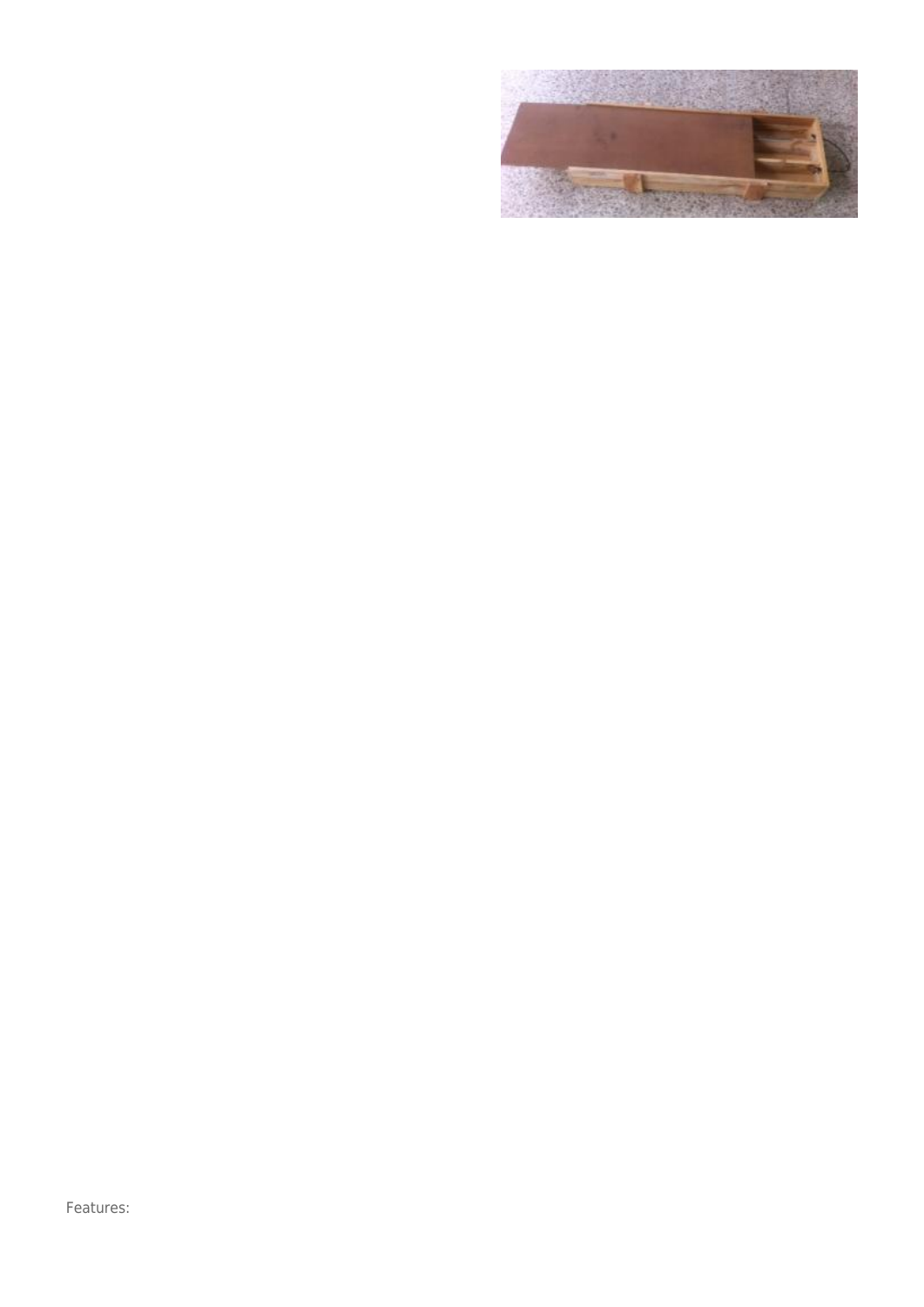Features: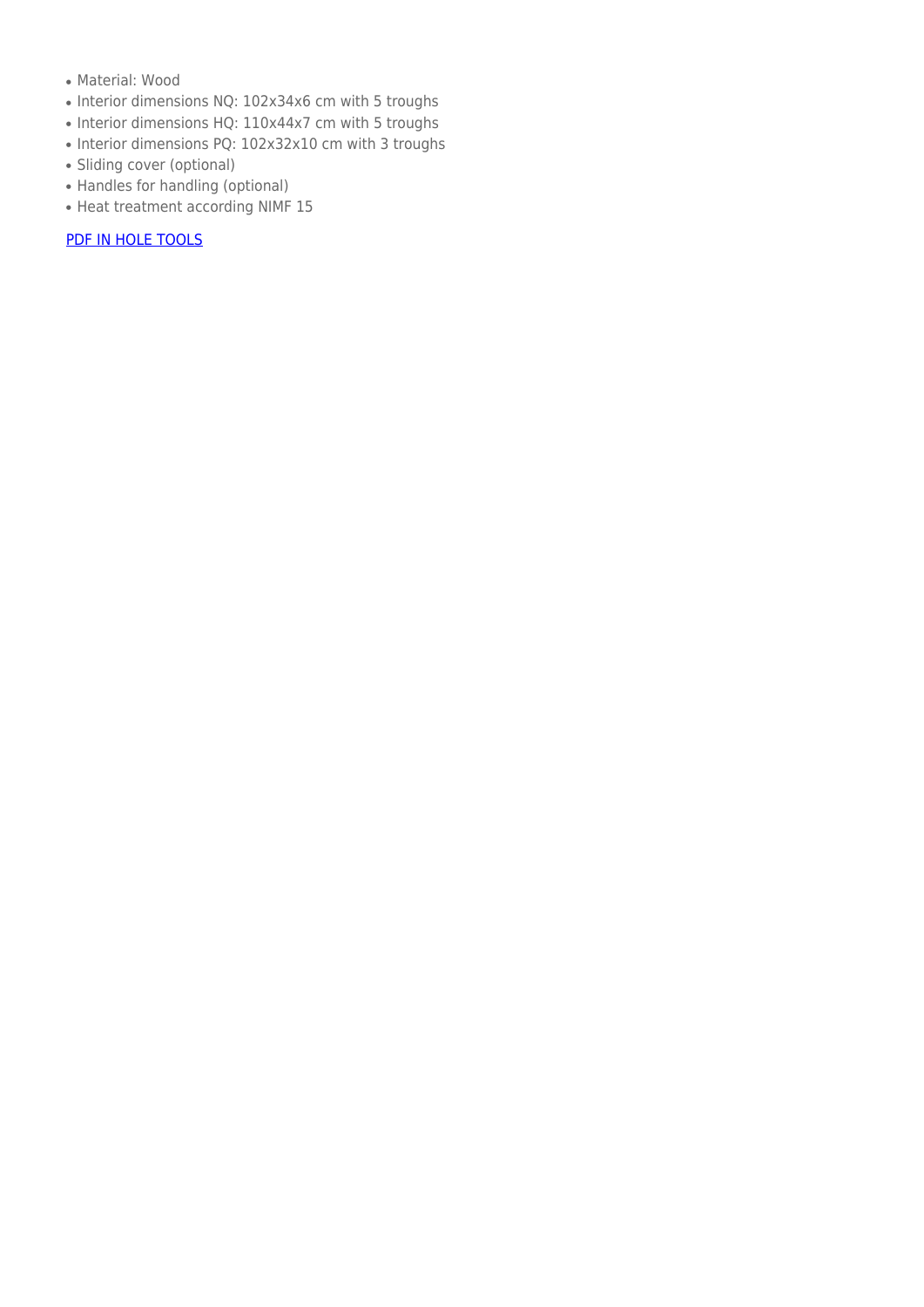- Material: Wood
- Interior dimensions NQ: 102x34x6 cm with 5 troughs
- Interior dimensions HQ: 110x44x7 cm with 5 troughs
- Interior dimensions PQ: 102x32x10 cm with 3 troughs
- Sliding cover (optional)
- Handles for handling (optional)
- Heat treatment according NIMF 15

PDF IN HOLE TOOLS